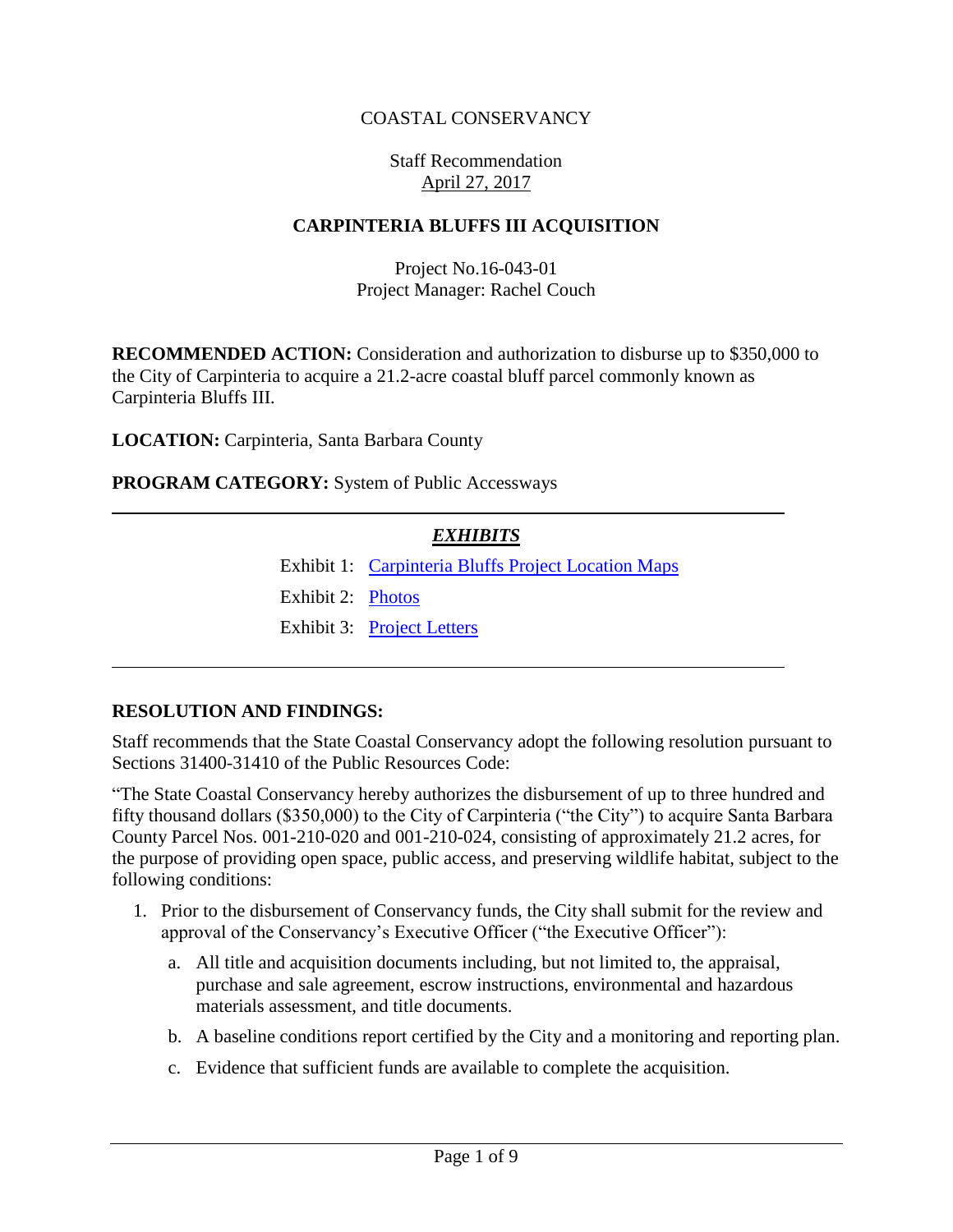COASTAL CONSERVANCY

Staff Recommendation
April 27, 2017

# CARPINTERIA BLUFFS III ACQUISITION

Project No.16-043-01
Project Manager: Rachel Couch

**RECOMMENDED ACTION:** Consideration and authorization to disburse up to $350,000 to the City of Carpinteria to acquire a 21.2-acre coastal bluff parcel commonly known as Carpinteria Bluffs III.

**LOCATION:** Carpinteria, Santa Barbara County

**PROGRAM CATEGORY:** System of Public Accessways

---

***EXHIBITS***

Exhibit 1: Carpinteria Bluffs Project Location Maps

Exhibit 2: Photos

Exhibit 3: Project Letters

---

**RESOLUTION AND FINDINGS:**

Staff recommends that the State Coastal Conservancy adopt the following resolution pursuant to Sections 31400-31410 of the Public Resources Code:

"The State Coastal Conservancy hereby authorizes the disbursement of up to three hundred and fifty thousand dollars ($350,000) to the City of Carpinteria ("the City") to acquire Santa Barbara County Parcel Nos. 001-210-020 and 001-210-024, consisting of approximately 21.2 acres, for the purpose of providing open space, public access, and preserving wildlife habitat, subject to the following conditions:

1. Prior to the disbursement of Conservancy funds, the City shall submit for the review and approval of the Conservancy's Executive Officer ("the Executive Officer"):
   a. All title and acquisition documents including, but not limited to, the appraisal, purchase and sale agreement, escrow instructions, environmental and hazardous materials assessment, and title documents.
   b. A baseline conditions report certified by the City and a monitoring and reporting plan.
   c. Evidence that sufficient funds are available to complete the acquisition.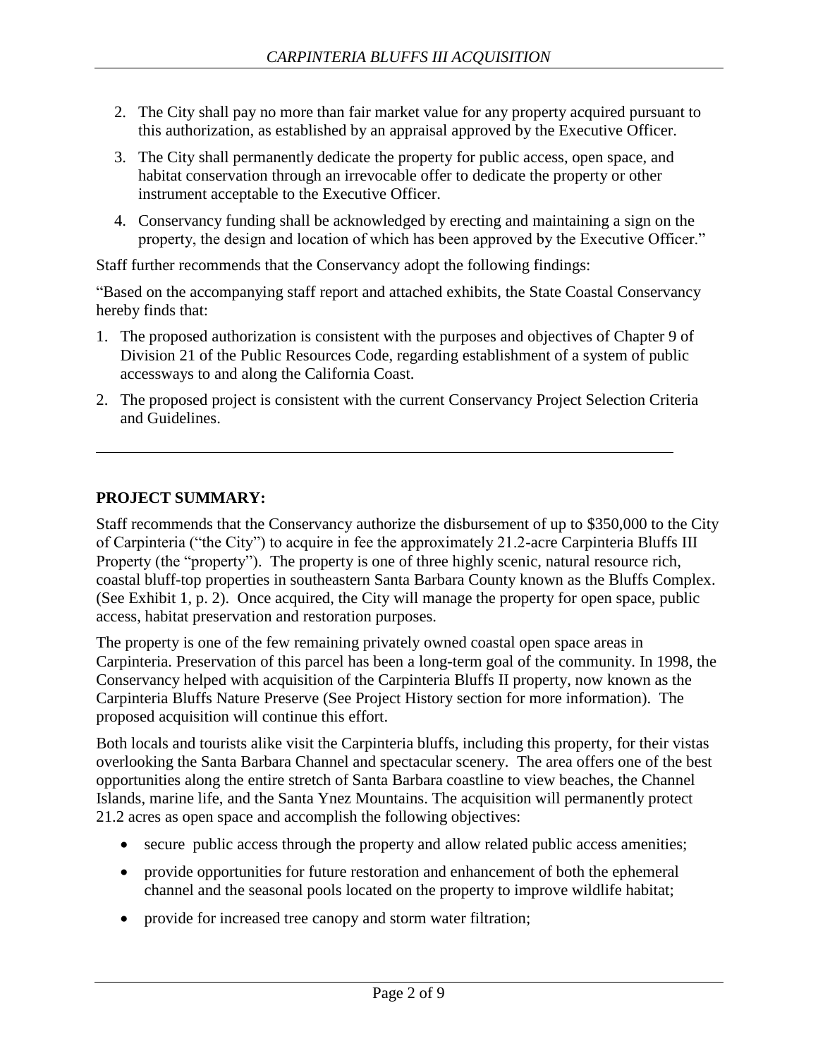2. The City shall pay no more than fair market value for any property acquired pursuant to this authorization, as established by an appraisal approved by the Executive Officer.
3. The City shall permanently dedicate the property for public access, open space, and habitat conservation through an irrevocable offer to dedicate the property or other instrument acceptable to the Executive Officer.
4. Conservancy funding shall be acknowledged by erecting and maintaining a sign on the property, the design and location of which has been approved by the Executive Officer."

Staff further recommends that the Conservancy adopt the following findings:

"Based on the accompanying staff report and attached exhibits, the State Coastal Conservancy hereby finds that:

1. The proposed authorization is consistent with the purposes and objectives of Chapter 9 of Division 21 of the Public Resources Code, regarding establishment of a system of public accessways to and along the California Coast.
2. The proposed project is consistent with the current Conservancy Project Selection Criteria and Guidelines.

---

**PROJECT SUMMARY:**

Staff recommends that the Conservancy authorize the disbursement of up to $350,000 to the City of Carpinteria ("the City") to acquire in fee the approximately 21.2-acre Carpinteria Bluffs III Property (the "property"). The property is one of three highly scenic, natural resource rich, coastal bluff-top properties in southeastern Santa Barbara County known as the Bluffs Complex. (See Exhibit 1, p. 2). Once acquired, the City will manage the property for open space, public access, habitat preservation and restoration purposes.

The property is one of the few remaining privately owned coastal open space areas in Carpinteria. Preservation of this parcel has been a long-term goal of the community. In 1998, the Conservancy helped with acquisition of the Carpinteria Bluffs II property, now known as the Carpinteria Bluffs Nature Preserve (See Project History section for more information). The proposed acquisition will continue this effort.

Both locals and tourists alike visit the Carpinteria bluffs, including this property, for their vistas overlooking the Santa Barbara Channel and spectacular scenery. The area offers one of the best opportunities along the entire stretch of Santa Barbara coastline to view beaches, the Channel Islands, marine life, and the Santa Ynez Mountains. The acquisition will permanently protect 21.2 acres as open space and accomplish the following objectives:

- secure public access through the property and allow related public access amenities;
- provide opportunities for future restoration and enhancement of both the ephemeral channel and the seasonal pools located on the property to improve wildlife habitat;
- provide for increased tree canopy and storm water filtration;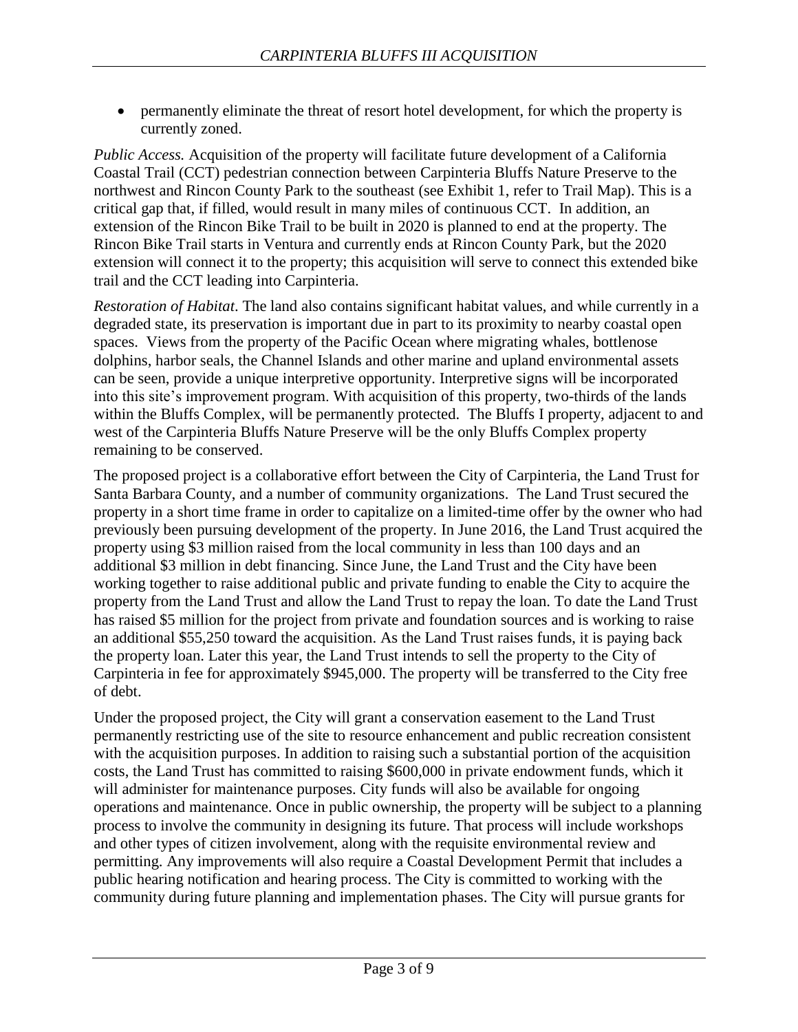- permanently eliminate the threat of resort hotel development, for which the property is currently zoned.

*Public Access.* Acquisition of the property will facilitate future development of a California Coastal Trail (CCT) pedestrian connection between Carpinteria Bluffs Nature Preserve to the northwest and Rincon County Park to the southeast (see Exhibit 1, refer to Trail Map). This is a critical gap that, if filled, would result in many miles of continuous CCT. In addition, an extension of the Rincon Bike Trail to be built in 2020 is planned to end at the property. The Rincon Bike Trail starts in Ventura and currently ends at Rincon County Park, but the 2020 extension will connect it to the property; this acquisition will serve to connect this extended bike trail and the CCT leading into Carpinteria.

*Restoration of Habitat*. The land also contains significant habitat values, and while currently in a degraded state, its preservation is important due in part to its proximity to nearby coastal open spaces. Views from the property of the Pacific Ocean where migrating whales, bottlenose dolphins, harbor seals, the Channel Islands and other marine and upland environmental assets can be seen, provide a unique interpretive opportunity. Interpretive signs will be incorporated into this site's improvement program. With acquisition of this property, two-thirds of the lands within the Bluffs Complex, will be permanently protected. The Bluffs I property, adjacent to and west of the Carpinteria Bluffs Nature Preserve will be the only Bluffs Complex property remaining to be conserved.

The proposed project is a collaborative effort between the City of Carpinteria, the Land Trust for Santa Barbara County, and a number of community organizations. The Land Trust secured the property in a short time frame in order to capitalize on a limited-time offer by the owner who had previously been pursuing development of the property. In June 2016, the Land Trust acquired the property using $3 million raised from the local community in less than 100 days and an additional $3 million in debt financing. Since June, the Land Trust and the City have been working together to raise additional public and private funding to enable the City to acquire the property from the Land Trust and allow the Land Trust to repay the loan. To date the Land Trust has raised $5 million for the project from private and foundation sources and is working to raise an additional $55,250 toward the acquisition. As the Land Trust raises funds, it is paying back the property loan. Later this year, the Land Trust intends to sell the property to the City of Carpinteria in fee for approximately $945,000. The property will be transferred to the City free of debt.

Under the proposed project, the City will grant a conservation easement to the Land Trust permanently restricting use of the site to resource enhancement and public recreation consistent with the acquisition purposes. In addition to raising such a substantial portion of the acquisition costs, the Land Trust has committed to raising $600,000 in private endowment funds, which it will administer for maintenance purposes. City funds will also be available for ongoing operations and maintenance. Once in public ownership, the property will be subject to a planning process to involve the community in designing its future. That process will include workshops and other types of citizen involvement, along with the requisite environmental review and permitting. Any improvements will also require a Coastal Development Permit that includes a public hearing notification and hearing process. The City is committed to working with the community during future planning and implementation phases. The City will pursue grants for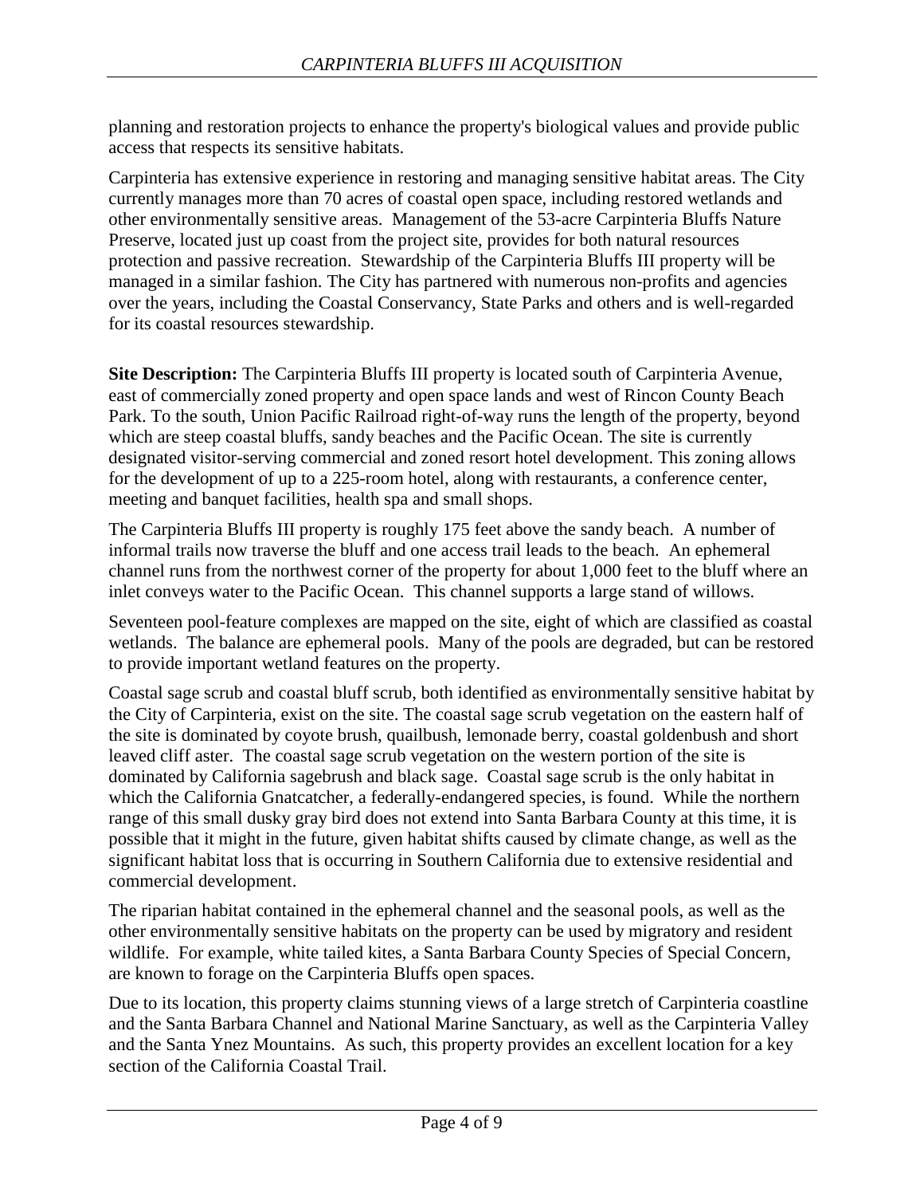planning and restoration projects to enhance the property's biological values and provide public access that respects its sensitive habitats.

Carpinteria has extensive experience in restoring and managing sensitive habitat areas. The City currently manages more than 70 acres of coastal open space, including restored wetlands and other environmentally sensitive areas. Management of the 53-acre Carpinteria Bluffs Nature Preserve, located just up coast from the project site, provides for both natural resources protection and passive recreation. Stewardship of the Carpinteria Bluffs III property will be managed in a similar fashion. The City has partnered with numerous non-profits and agencies over the years, including the Coastal Conservancy, State Parks and others and is well-regarded for its coastal resources stewardship.

**Site Description:** The Carpinteria Bluffs III property is located south of Carpinteria Avenue, east of commercially zoned property and open space lands and west of Rincon County Beach Park. To the south, Union Pacific Railroad right-of-way runs the length of the property, beyond which are steep coastal bluffs, sandy beaches and the Pacific Ocean. The site is currently designated visitor-serving commercial and zoned resort hotel development. This zoning allows for the development of up to a 225-room hotel, along with restaurants, a conference center, meeting and banquet facilities, health spa and small shops.

The Carpinteria Bluffs III property is roughly 175 feet above the sandy beach. A number of informal trails now traverse the bluff and one access trail leads to the beach. An ephemeral channel runs from the northwest corner of the property for about 1,000 feet to the bluff where an inlet conveys water to the Pacific Ocean. This channel supports a large stand of willows.

Seventeen pool-feature complexes are mapped on the site, eight of which are classified as coastal wetlands. The balance are ephemeral pools. Many of the pools are degraded, but can be restored to provide important wetland features on the property.

Coastal sage scrub and coastal bluff scrub, both identified as environmentally sensitive habitat by the City of Carpinteria, exist on the site. The coastal sage scrub vegetation on the eastern half of the site is dominated by coyote brush, quailbush, lemonade berry, coastal goldenbush and short leaved cliff aster. The coastal sage scrub vegetation on the western portion of the site is dominated by California sagebrush and black sage. Coastal sage scrub is the only habitat in which the California Gnatcatcher, a federally-endangered species, is found. While the northern range of this small dusky gray bird does not extend into Santa Barbara County at this time, it is possible that it might in the future, given habitat shifts caused by climate change, as well as the significant habitat loss that is occurring in Southern California due to extensive residential and commercial development.

The riparian habitat contained in the ephemeral channel and the seasonal pools, as well as the other environmentally sensitive habitats on the property can be used by migratory and resident wildlife. For example, white tailed kites, a Santa Barbara County Species of Special Concern, are known to forage on the Carpinteria Bluffs open spaces.

Due to its location, this property claims stunning views of a large stretch of Carpinteria coastline and the Santa Barbara Channel and National Marine Sanctuary, as well as the Carpinteria Valley and the Santa Ynez Mountains. As such, this property provides an excellent location for a key section of the California Coastal Trail.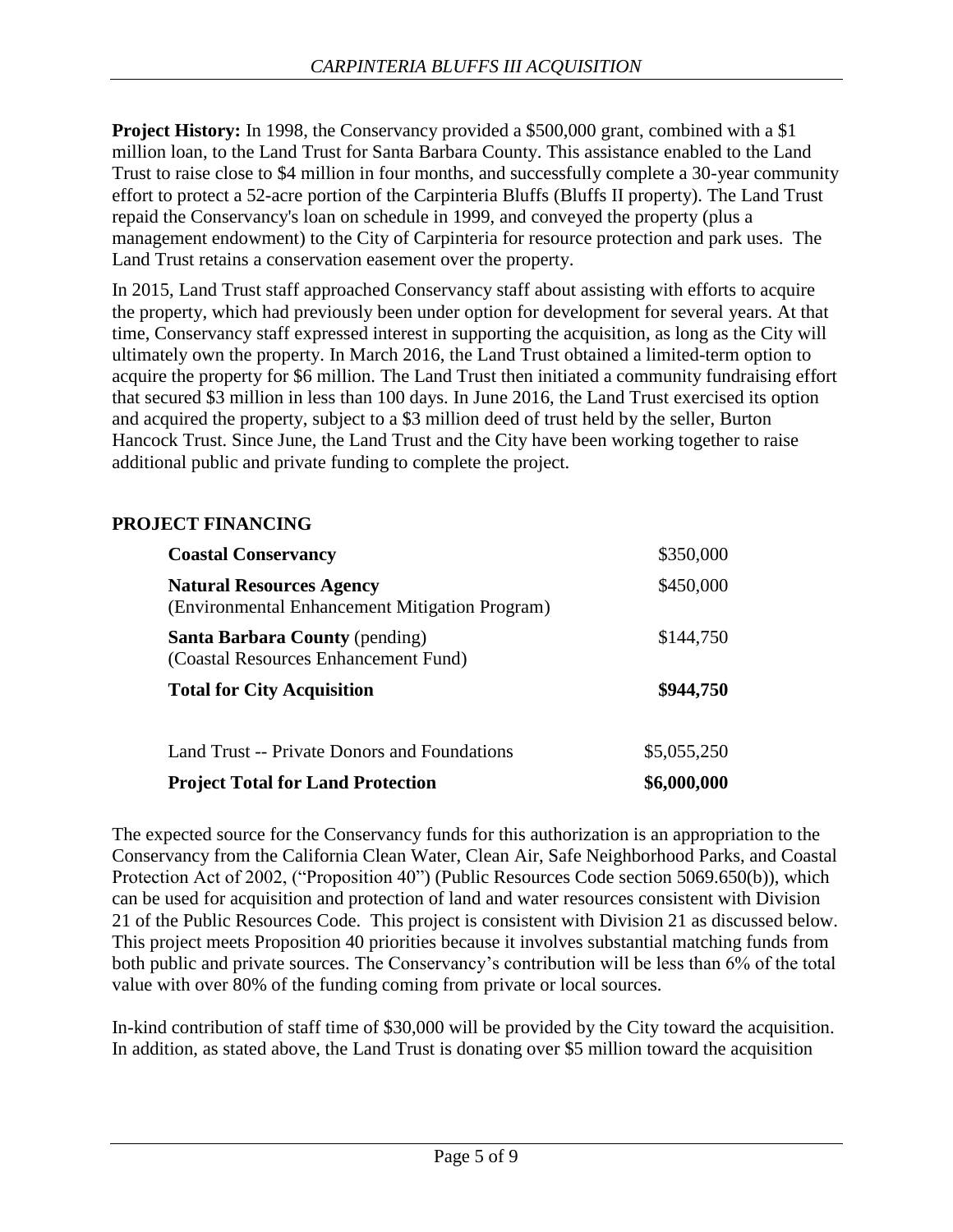**Project History:** In 1998, the Conservancy provided a $500,000 grant, combined with a $1 million loan, to the Land Trust for Santa Barbara County. This assistance enabled to the Land Trust to raise close to $4 million in four months, and successfully complete a 30-year community effort to protect a 52-acre portion of the Carpinteria Bluffs (Bluffs II property). The Land Trust repaid the Conservancy's loan on schedule in 1999, and conveyed the property (plus a management endowment) to the City of Carpinteria for resource protection and park uses. The Land Trust retains a conservation easement over the property.

In 2015, Land Trust staff approached Conservancy staff about assisting with efforts to acquire the property, which had previously been under option for development for several years. At that time, Conservancy staff expressed interest in supporting the acquisition, as long as the City will ultimately own the property. In March 2016, the Land Trust obtained a limited-term option to acquire the property for $6 million. The Land Trust then initiated a community fundraising effort that secured $3 million in less than 100 days. In June 2016, the Land Trust exercised its option and acquired the property, subject to a $3 million deed of trust held by the seller, Burton Hancock Trust. Since June, the Land Trust and the City have been working together to raise additional public and private funding to complete the project.

## PROJECT FINANCING

| | |
|---|---|
| **Coastal Conservancy** | $350,000 |
| **Natural Resources Agency** (Environmental Enhancement Mitigation Program) | $450,000 |
| **Santa Barbara County** (pending) (Coastal Resources Enhancement Fund) | $144,750 |
| **Total for City Acquisition** | **$944,750** |
| Land Trust -- Private Donors and Foundations | $5,055,250 |
| **Project Total for Land Protection** | **$6,000,000** |

The expected source for the Conservancy funds for this authorization is an appropriation to the Conservancy from the California Clean Water, Clean Air, Safe Neighborhood Parks, and Coastal Protection Act of 2002, ("Proposition 40") (Public Resources Code section 5069.650(b)), which can be used for acquisition and protection of land and water resources consistent with Division 21 of the Public Resources Code. This project is consistent with Division 21 as discussed below. This project meets Proposition 40 priorities because it involves substantial matching funds from both public and private sources. The Conservancy's contribution will be less than 6% of the total value with over 80% of the funding coming from private or local sources.

In-kind contribution of staff time of $30,000 will be provided by the City toward the acquisition. In addition, as stated above, the Land Trust is donating over $5 million toward the acquisition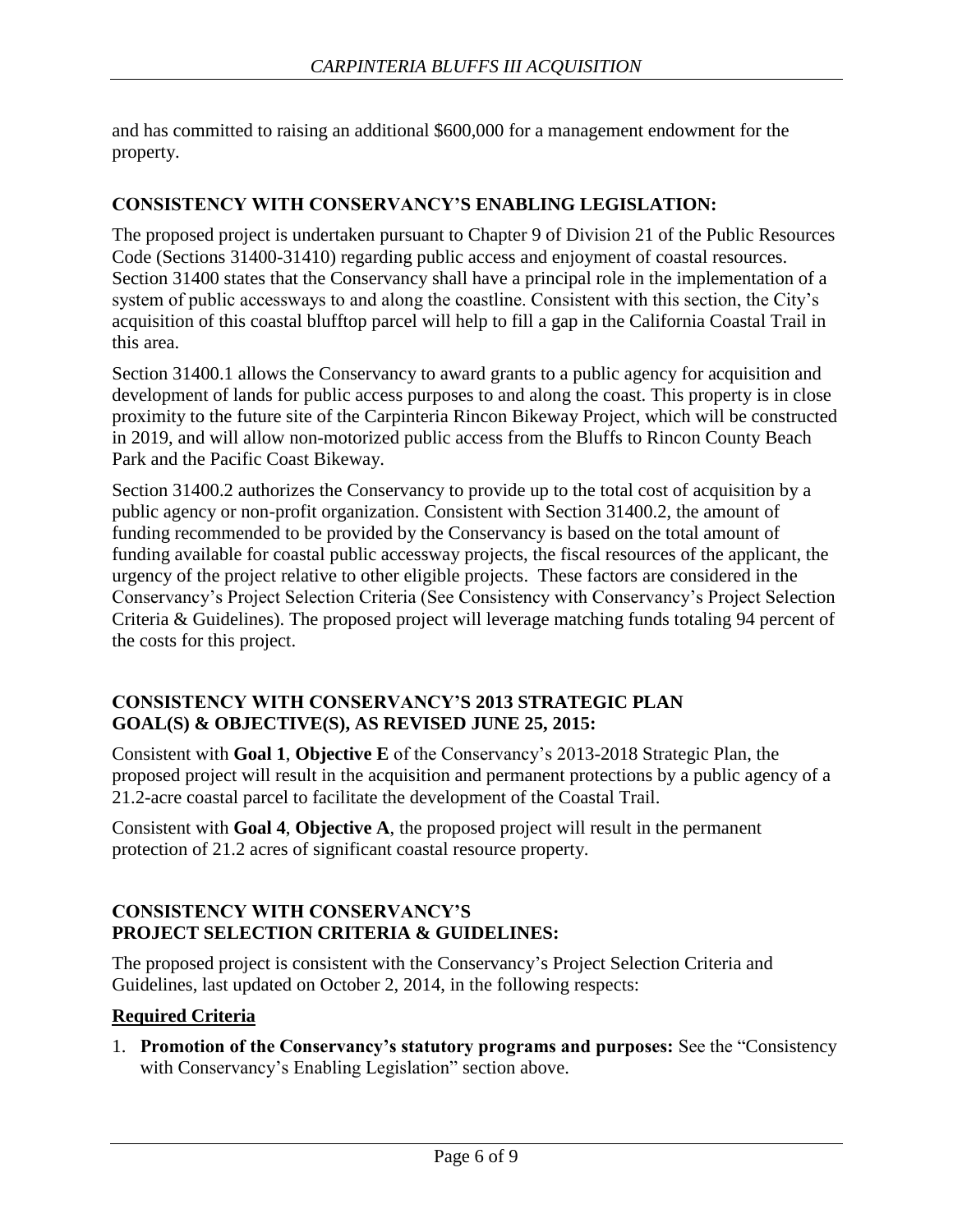and has committed to raising an additional $600,000 for a management endowment for the property.

## CONSISTENCY WITH CONSERVANCY'S ENABLING LEGISLATION:

The proposed project is undertaken pursuant to Chapter 9 of Division 21 of the Public Resources Code (Sections 31400-31410) regarding public access and enjoyment of coastal resources. Section 31400 states that the Conservancy shall have a principal role in the implementation of a system of public accessways to and along the coastline. Consistent with this section, the City's acquisition of this coastal blufftop parcel will help to fill a gap in the California Coastal Trail in this area.

Section 31400.1 allows the Conservancy to award grants to a public agency for acquisition and development of lands for public access purposes to and along the coast. This property is in close proximity to the future site of the Carpinteria Rincon Bikeway Project, which will be constructed in 2019, and will allow non-motorized public access from the Bluffs to Rincon County Beach Park and the Pacific Coast Bikeway.

Section 31400.2 authorizes the Conservancy to provide up to the total cost of acquisition by a public agency or non-profit organization. Consistent with Section 31400.2, the amount of funding recommended to be provided by the Conservancy is based on the total amount of funding available for coastal public accessway projects, the fiscal resources of the applicant, the urgency of the project relative to other eligible projects. These factors are considered in the Conservancy's Project Selection Criteria (See Consistency with Conservancy's Project Selection Criteria & Guidelines). The proposed project will leverage matching funds totaling 94 percent of the costs for this project.

## CONSISTENCY WITH CONSERVANCY'S 2013 STRATEGIC PLAN GOAL(S) & OBJECTIVE(S), AS REVISED JUNE 25, 2015:

Consistent with **Goal 1**, **Objective E** of the Conservancy's 2013-2018 Strategic Plan, the proposed project will result in the acquisition and permanent protections by a public agency of a 21.2-acre coastal parcel to facilitate the development of the Coastal Trail.

Consistent with **Goal 4**, **Objective A**, the proposed project will result in the permanent protection of 21.2 acres of significant coastal resource property.

## CONSISTENCY WITH CONSERVANCY'S PROJECT SELECTION CRITERIA & GUIDELINES:

The proposed project is consistent with the Conservancy's Project Selection Criteria and Guidelines, last updated on October 2, 2014, in the following respects:

### Required Criteria

1. **Promotion of the Conservancy's statutory programs and purposes:** See the "Consistency with Conservancy's Enabling Legislation" section above.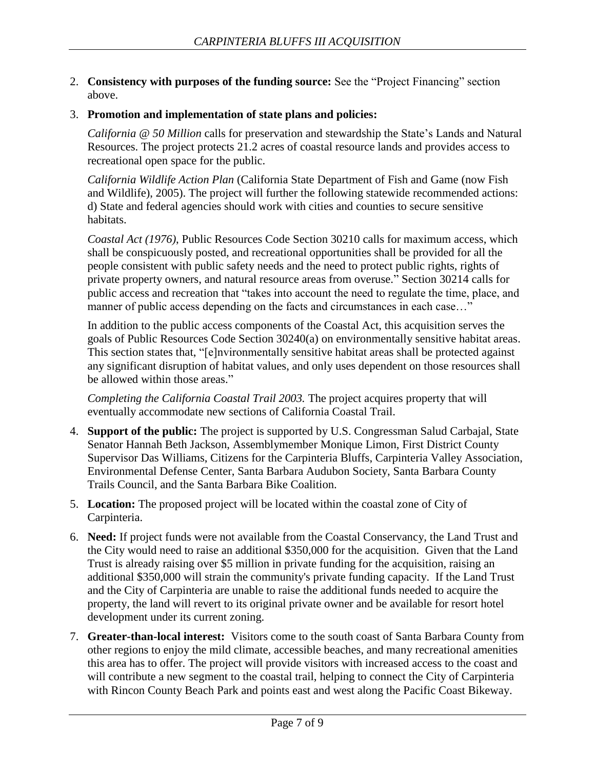2. **Consistency with purposes of the funding source:** See the "Project Financing" section above.

3. **Promotion and implementation of state plans and policies:**

   *California @ 50 Million* calls for preservation and stewardship the State's Lands and Natural Resources. The project protects 21.2 acres of coastal resource lands and provides access to recreational open space for the public.

   *California Wildlife Action Plan* (California State Department of Fish and Game (now Fish and Wildlife), 2005). The project will further the following statewide recommended actions: d) State and federal agencies should work with cities and counties to secure sensitive habitats.

   *Coastal Act (1976),* Public Resources Code Section 30210 calls for maximum access, which shall be conspicuously posted, and recreational opportunities shall be provided for all the people consistent with public safety needs and the need to protect public rights, rights of private property owners, and natural resource areas from overuse." Section 30214 calls for public access and recreation that "takes into account the need to regulate the time, place, and manner of public access depending on the facts and circumstances in each case…"

   In addition to the public access components of the Coastal Act, this acquisition serves the goals of Public Resources Code Section 30240(a) on environmentally sensitive habitat areas. This section states that, "[e]nvironmentally sensitive habitat areas shall be protected against any significant disruption of habitat values, and only uses dependent on those resources shall be allowed within those areas."

   *Completing the California Coastal Trail 2003.* The project acquires property that will eventually accommodate new sections of California Coastal Trail.

4. **Support of the public:** The project is supported by U.S. Congressman Salud Carbajal, State Senator Hannah Beth Jackson, Assemblymember Monique Limon, First District County Supervisor Das Williams, Citizens for the Carpinteria Bluffs, Carpinteria Valley Association, Environmental Defense Center, Santa Barbara Audubon Society, Santa Barbara County Trails Council, and the Santa Barbara Bike Coalition.

5. **Location:** The proposed project will be located within the coastal zone of City of Carpinteria.

6. **Need:** If project funds were not available from the Coastal Conservancy, the Land Trust and the City would need to raise an additional \$350,000 for the acquisition. Given that the Land Trust is already raising over \$5 million in private funding for the acquisition, raising an additional \$350,000 will strain the community's private funding capacity. If the Land Trust and the City of Carpinteria are unable to raise the additional funds needed to acquire the property, the land will revert to its original private owner and be available for resort hotel development under its current zoning.

7. **Greater-than-local interest:** Visitors come to the south coast of Santa Barbara County from other regions to enjoy the mild climate, accessible beaches, and many recreational amenities this area has to offer. The project will provide visitors with increased access to the coast and will contribute a new segment to the coastal trail, helping to connect the City of Carpinteria with Rincon County Beach Park and points east and west along the Pacific Coast Bikeway.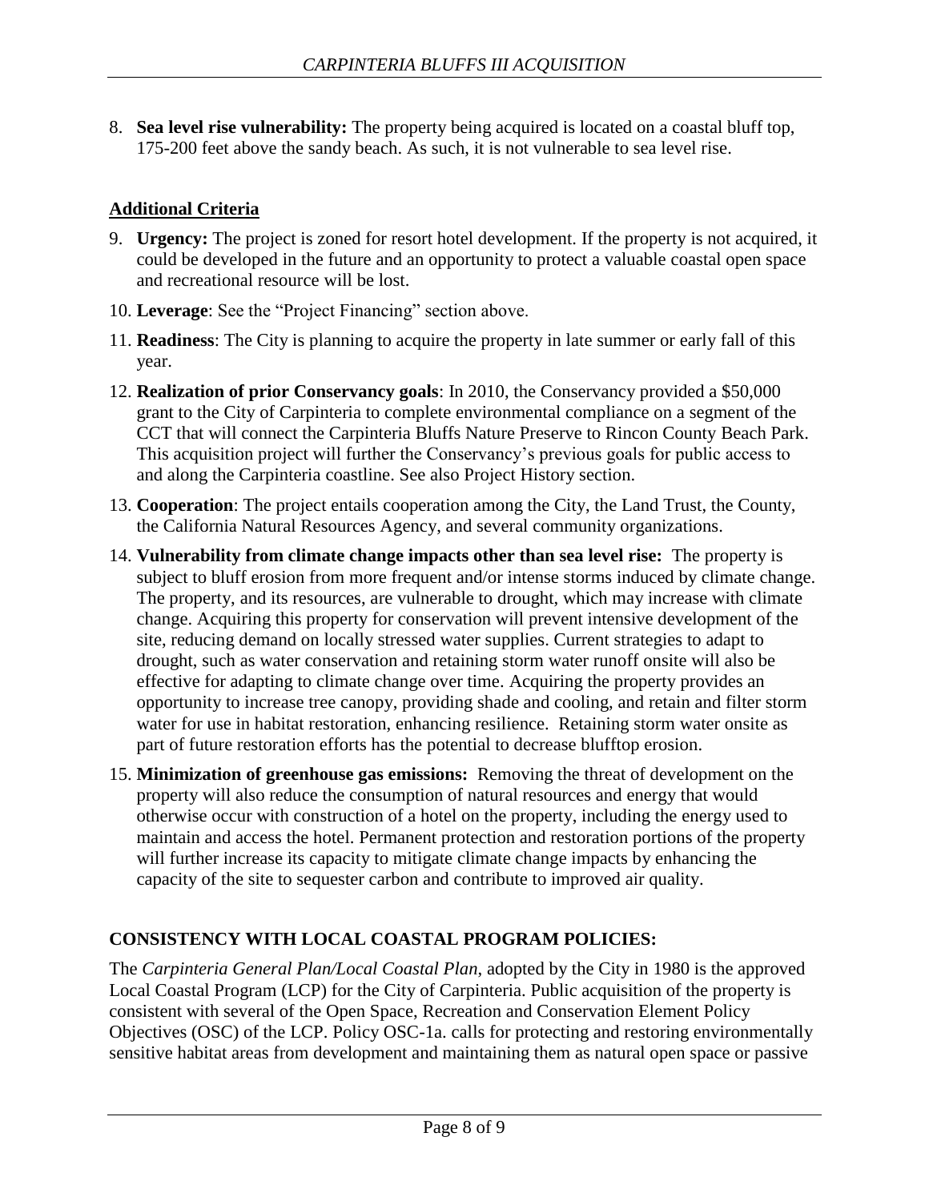8. **Sea level rise vulnerability:** The property being acquired is located on a coastal bluff top, 175-200 feet above the sandy beach. As such, it is not vulnerable to sea level rise.

## Additional Criteria

9. **Urgency:** The project is zoned for resort hotel development. If the property is not acquired, it could be developed in the future and an opportunity to protect a valuable coastal open space and recreational resource will be lost.
10. **Leverage**: See the "Project Financing" section above.
11. **Readiness**: The City is planning to acquire the property in late summer or early fall of this year.
12. **Realization of prior Conservancy goals**: In 2010, the Conservancy provided a $50,000 grant to the City of Carpinteria to complete environmental compliance on a segment of the CCT that will connect the Carpinteria Bluffs Nature Preserve to Rincon County Beach Park. This acquisition project will further the Conservancy's previous goals for public access to and along the Carpinteria coastline. See also Project History section.
13. **Cooperation**: The project entails cooperation among the City, the Land Trust, the County, the California Natural Resources Agency, and several community organizations.
14. **Vulnerability from climate change impacts other than sea level rise:** The property is subject to bluff erosion from more frequent and/or intense storms induced by climate change. The property, and its resources, are vulnerable to drought, which may increase with climate change. Acquiring this property for conservation will prevent intensive development of the site, reducing demand on locally stressed water supplies. Current strategies to adapt to drought, such as water conservation and retaining storm water runoff onsite will also be effective for adapting to climate change over time. Acquiring the property provides an opportunity to increase tree canopy, providing shade and cooling, and retain and filter storm water for use in habitat restoration, enhancing resilience. Retaining storm water onsite as part of future restoration efforts has the potential to decrease blufftop erosion.
15. **Minimization of greenhouse gas emissions:** Removing the threat of development on the property will also reduce the consumption of natural resources and energy that would otherwise occur with construction of a hotel on the property, including the energy used to maintain and access the hotel. Permanent protection and restoration portions of the property will further increase its capacity to mitigate climate change impacts by enhancing the capacity of the site to sequester carbon and contribute to improved air quality.

## CONSISTENCY WITH LOCAL COASTAL PROGRAM POLICIES:

The *Carpinteria General Plan/Local Coastal Plan*, adopted by the City in 1980 is the approved Local Coastal Program (LCP) for the City of Carpinteria. Public acquisition of the property is consistent with several of the Open Space, Recreation and Conservation Element Policy Objectives (OSC) of the LCP. Policy OSC-1a. calls for protecting and restoring environmentally sensitive habitat areas from development and maintaining them as natural open space or passive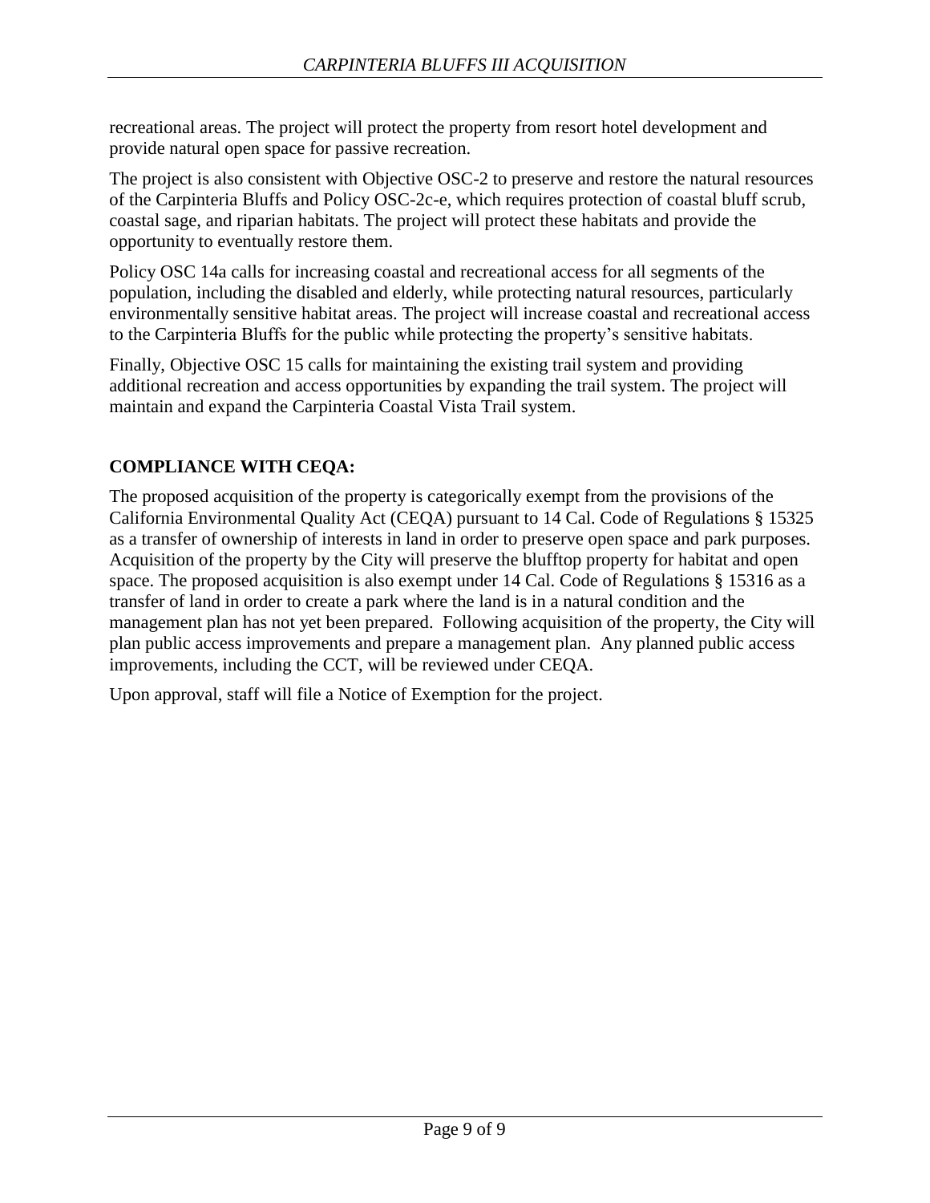recreational areas. The project will protect the property from resort hotel development and provide natural open space for passive recreation.

The project is also consistent with Objective OSC-2 to preserve and restore the natural resources of the Carpinteria Bluffs and Policy OSC-2c-e, which requires protection of coastal bluff scrub, coastal sage, and riparian habitats. The project will protect these habitats and provide the opportunity to eventually restore them.

Policy OSC 14a calls for increasing coastal and recreational access for all segments of the population, including the disabled and elderly, while protecting natural resources, particularly environmentally sensitive habitat areas. The project will increase coastal and recreational access to the Carpinteria Bluffs for the public while protecting the property's sensitive habitats.

Finally, Objective OSC 15 calls for maintaining the existing trail system and providing additional recreation and access opportunities by expanding the trail system. The project will maintain and expand the Carpinteria Coastal Vista Trail system.

## COMPLIANCE WITH CEQA:

The proposed acquisition of the property is categorically exempt from the provisions of the California Environmental Quality Act (CEQA) pursuant to 14 Cal. Code of Regulations § 15325 as a transfer of ownership of interests in land in order to preserve open space and park purposes. Acquisition of the property by the City will preserve the blufftop property for habitat and open space. The proposed acquisition is also exempt under 14 Cal. Code of Regulations § 15316 as a transfer of land in order to create a park where the land is in a natural condition and the management plan has not yet been prepared. Following acquisition of the property, the City will plan public access improvements and prepare a management plan. Any planned public access improvements, including the CCT, will be reviewed under CEQA.

Upon approval, staff will file a Notice of Exemption for the project.